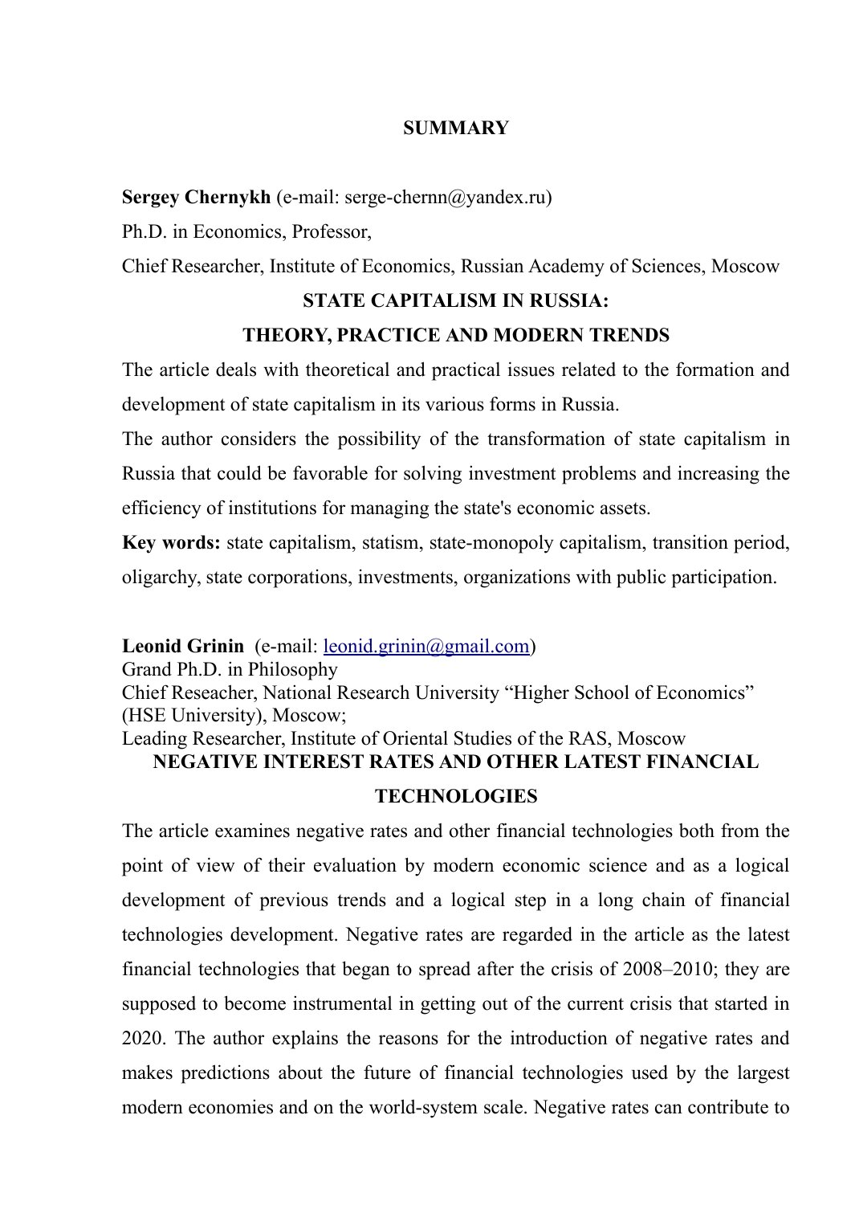# SUMMARY

**Sergey Chernykh** (e-mail: serge-chernn@yandex.ru)

Ph.D. in Economics, Professor,

Chief Researcher, Institute of Economics, Russian Academy of Sciences, Moscow

## STATE CAPITALISM IN RUSSIA: THEORY, PRACTICE AND MODERN TRENDS

The article deals with theoretical and practical issues related to the formation and development of state capitalism in its various forms in Russia.

The author considers the possibility of the transformation of state capitalism in Russia that could be favorable for solving investment problems and increasing the efficiency of institutions for managing the state's economic assets.

**Key words:** state capitalism, statism, state-monopoly capitalism, transition period, oligarchy, state corporations, investments, organizations with public participation.

**Leonid Grinin** (e-mail: leonid.grinin@gmail.com)

Grand Ph.D. in Philosophy

Chief Reseacher, National Research University "Higher School of Economics" (HSE University), Moscow;

Leading Researcher, Institute of Oriental Studies of the RAS, Moscow

## NEGATIVE INTEREST RATES AND OTHER LATEST FINANCIAL TECHNOLOGIES

The article examines negative rates and other financial technologies both from the point of view of their evaluation by modern economic science and as a logical development of previous trends and a logical step in a long chain of financial technologies development. Negative rates are regarded in the article as the latest financial technologies that began to spread after the crisis of 2008–2010; they are supposed to become instrumental in getting out of the current crisis that started in 2020. The author explains the reasons for the introduction of negative rates and makes predictions about the future of financial technologies used by the largest modern economies and on the world-system scale. Negative rates can contribute to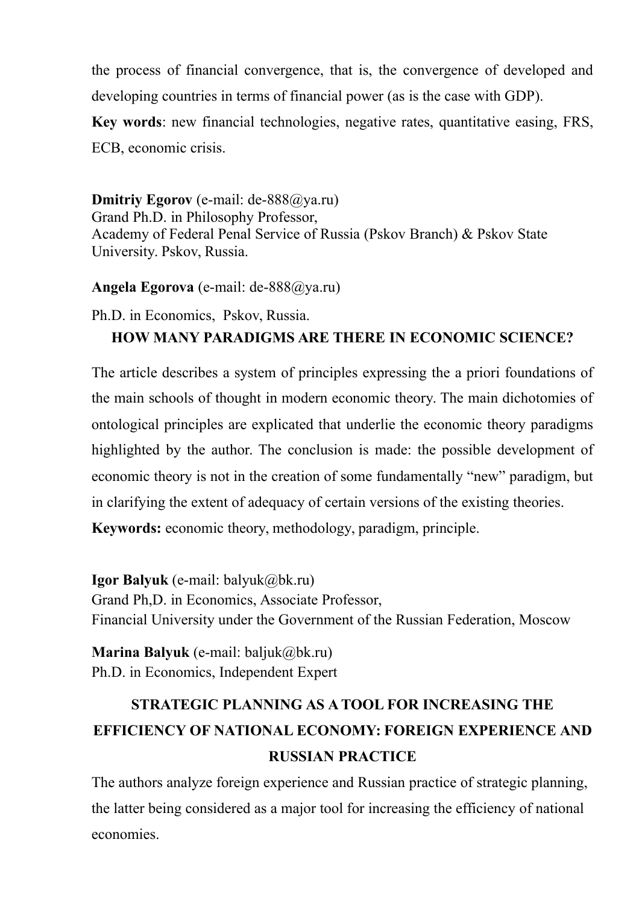the process of financial convergence, that is, the convergence of developed and developing countries in terms of financial power (as is the case with GDP).

**Key words**: new financial technologies, negative rates, quantitative easing, FRS, ECB, economic crisis.

**Dmitriy Egorov** (e-mail: de-888@ya.ru)
Grand Ph.D. in Philosophy Professor,
Academy of Federal Penal Service of Russia (Pskov Branch) & Pskov State University. Pskov, Russia.

**Angela Egorova** (e-mail: de-888@ya.ru)

Ph.D. in Economics, Pskov, Russia.

### HOW MANY PARADIGMS ARE THERE IN ECONOMIC SCIENCE?

The article describes a system of principles expressing the a priori foundations of the main schools of thought in modern economic theory. The main dichotomies of ontological principles are explicated that underlie the economic theory paradigms highlighted by the author. The conclusion is made: the possible development of economic theory is not in the creation of some fundamentally "new" paradigm, but in clarifying the extent of adequacy of certain versions of the existing theories.

**Keywords:** economic theory, methodology, paradigm, principle.

**Igor Balyuk** (e-mail: balyuk@bk.ru)
Grand Ph,D. in Economics, Associate Professor,
Financial University under the Government of the Russian Federation, Moscow

**Marina Balyuk** (e-mail: baljuk@bk.ru)
Ph.D. in Economics, Independent Expert

### STRATEGIC PLANNING AS A TOOL FOR INCREASING THE EFFICIENCY OF NATIONAL ECONOMY: FOREIGN EXPERIENCE AND RUSSIAN PRACTICE

The authors analyze foreign experience and Russian practice of strategic planning, the latter being considered as a major tool for increasing the efficiency of national economies.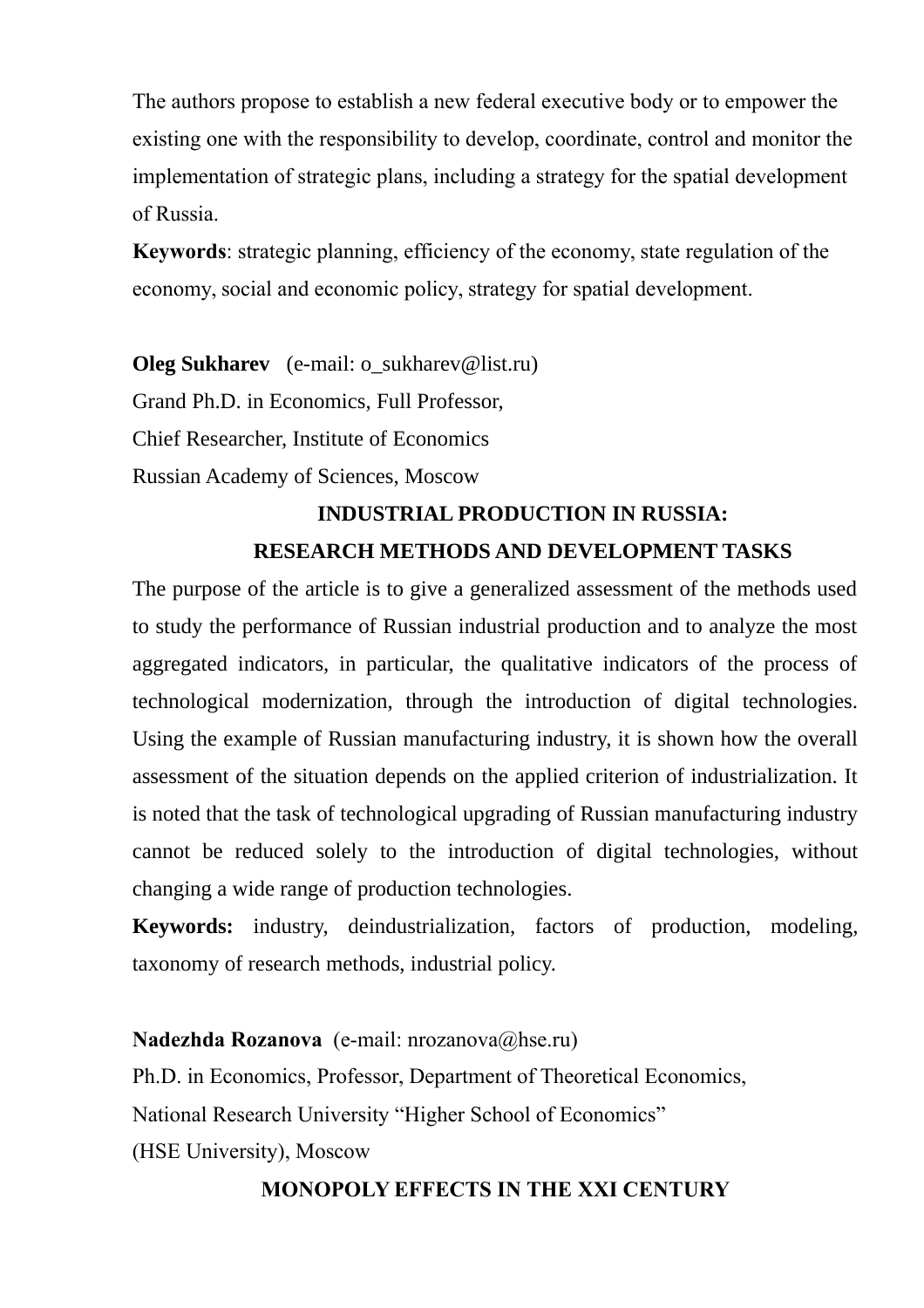The authors propose to establish a new federal executive body or to empower the existing one with the responsibility to develop, coordinate, control and monitor the implementation of strategic plans, including a strategy for the spatial development of Russia.

**Keywords**: strategic planning, efficiency of the economy, state regulation of the economy, social and economic policy, strategy for spatial development.

**Oleg Sukharev** (e-mail: o_sukharev@list.ru)
Grand Ph.D. in Economics, Full Professor,
Chief Researcher, Institute of Economics
Russian Academy of Sciences, Moscow

## INDUSTRIAL PRODUCTION IN RUSSIA: RESEARCH METHODS AND DEVELOPMENT TASKS

The purpose of the article is to give a generalized assessment of the methods used to study the performance of Russian industrial production and to analyze the most aggregated indicators, in particular, the qualitative indicators of the process of technological modernization, through the introduction of digital technologies. Using the example of Russian manufacturing industry, it is shown how the overall assessment of the situation depends on the applied criterion of industrialization. It is noted that the task of technological upgrading of Russian manufacturing industry cannot be reduced solely to the introduction of digital technologies, without changing a wide range of production technologies.

**Keywords:** industry, deindustrialization, factors of production, modeling, taxonomy of research methods, industrial policy.

**Nadezhda Rozanova** (e-mail: nrozanova@hse.ru)
Ph.D. in Economics, Professor, Department of Theoretical Economics,
National Research University "Higher School of Economics"
(HSE University), Moscow

## MONOPOLY EFFECTS IN THE XXI CENTURY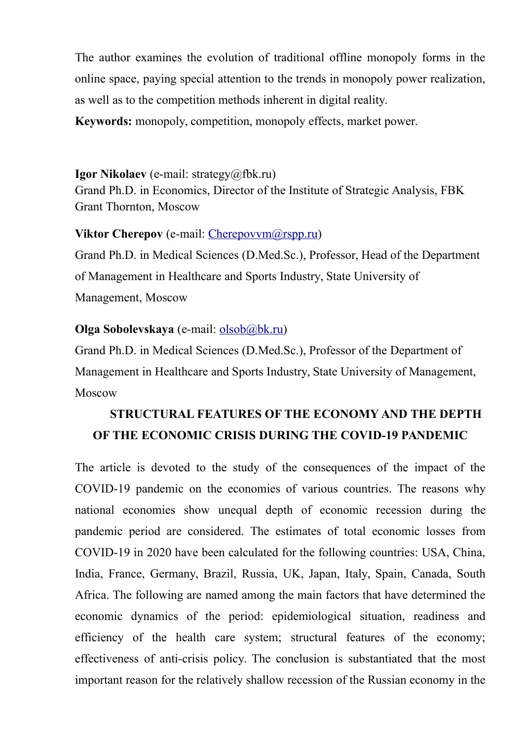The author examines the evolution of traditional offline monopoly forms in the online space, paying special attention to the trends in monopoly power realization, as well as to the competition methods inherent in digital reality.

**Keywords:** monopoly, competition, monopoly effects, market power.

**Igor Nikolaev** (e-mail: strategy@fbk.ru)
Grand Ph.D. in Economics, Director of the Institute of Strategic Analysis, FBK Grant Thornton, Moscow

**Viktor Cherepov** (e-mail: Cherepovvm@rspp.ru)
Grand Ph.D. in Medical Sciences (D.Med.Sc.), Professor, Head of the Department of Management in Healthcare and Sports Industry, State University of Management, Moscow

**Olga Sobolevskaya** (e-mail: olsob@bk.ru)
Grand Ph.D. in Medical Sciences (D.Med.Sc.), Professor of the Department of Management in Healthcare and Sports Industry, State University of Management, Moscow

## STRUCTURAL FEATURES OF THE ECONOMY AND THE DEPTH OF THE ECONOMIC CRISIS DURING THE COVID-19 PANDEMIC

The article is devoted to the study of the consequences of the impact of the COVID-19 pandemic on the economies of various countries. The reasons why national economies show unequal depth of economic recession during the pandemic period are considered. The estimates of total economic losses from COVID-19 in 2020 have been calculated for the following countries: USA, China, India, France, Germany, Brazil, Russia, UK, Japan, Italy, Spain, Canada, South Africa. The following are named among the main factors that have determined the economic dynamics of the period: epidemiological situation, readiness and efficiency of the health care system; structural features of the economy; effectiveness of anti-crisis policy. The conclusion is substantiated that the most important reason for the relatively shallow recession of the Russian economy in the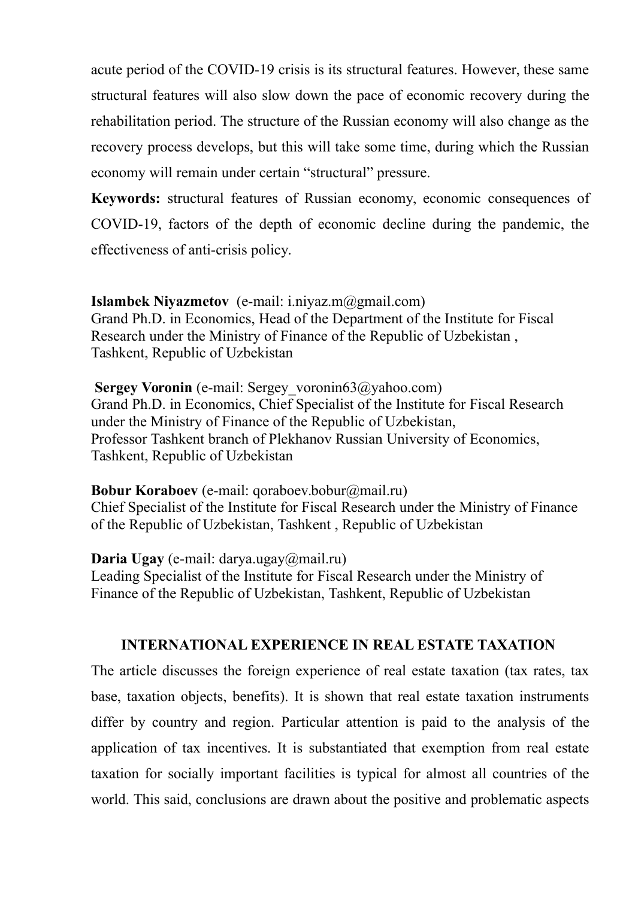acute period of the COVID-19 crisis is its structural features. However, these same structural features will also slow down the pace of economic recovery during the rehabilitation period. The structure of the Russian economy will also change as the recovery process develops, but this will take some time, during which the Russian economy will remain under certain "structural" pressure.

**Keywords:** structural features of Russian economy, economic consequences of COVID-19, factors of the depth of economic decline during the pandemic, the effectiveness of anti-crisis policy.

**Islambek Niyazmetov** (e-mail: i.niyaz.m@gmail.com)
Grand Ph.D. in Economics, Head of the Department of the Institute for Fiscal Research under the Ministry of Finance of the Republic of Uzbekistan , Tashkent, Republic of Uzbekistan

**Sergey Voronin** (e-mail: Sergey_voronin63@yahoo.com)
Grand Ph.D. in Economics, Chief Specialist of the Institute for Fiscal Research under the Ministry of Finance of the Republic of Uzbekistan,
Professor Tashkent branch of Plekhanov Russian University of Economics, Tashkent, Republic of Uzbekistan

**Bobur Koraboev** (e-mail: qoraboev.bobur@mail.ru)
Chief Specialist of the Institute for Fiscal Research under the Ministry of Finance of the Republic of Uzbekistan, Tashkent , Republic of Uzbekistan

**Daria Ugay** (e-mail: darya.ugay@mail.ru)
Leading Specialist of the Institute for Fiscal Research under the Ministry of Finance of the Republic of Uzbekistan, Tashkent, Republic of Uzbekistan

## INTERNATIONAL EXPERIENCE IN REAL ESTATE TAXATION

The article discusses the foreign experience of real estate taxation (tax rates, tax base, taxation objects, benefits). It is shown that real estate taxation instruments differ by country and region. Particular attention is paid to the analysis of the application of tax incentives. It is substantiated that exemption from real estate taxation for socially important facilities is typical for almost all countries of the world. This said, conclusions are drawn about the positive and problematic aspects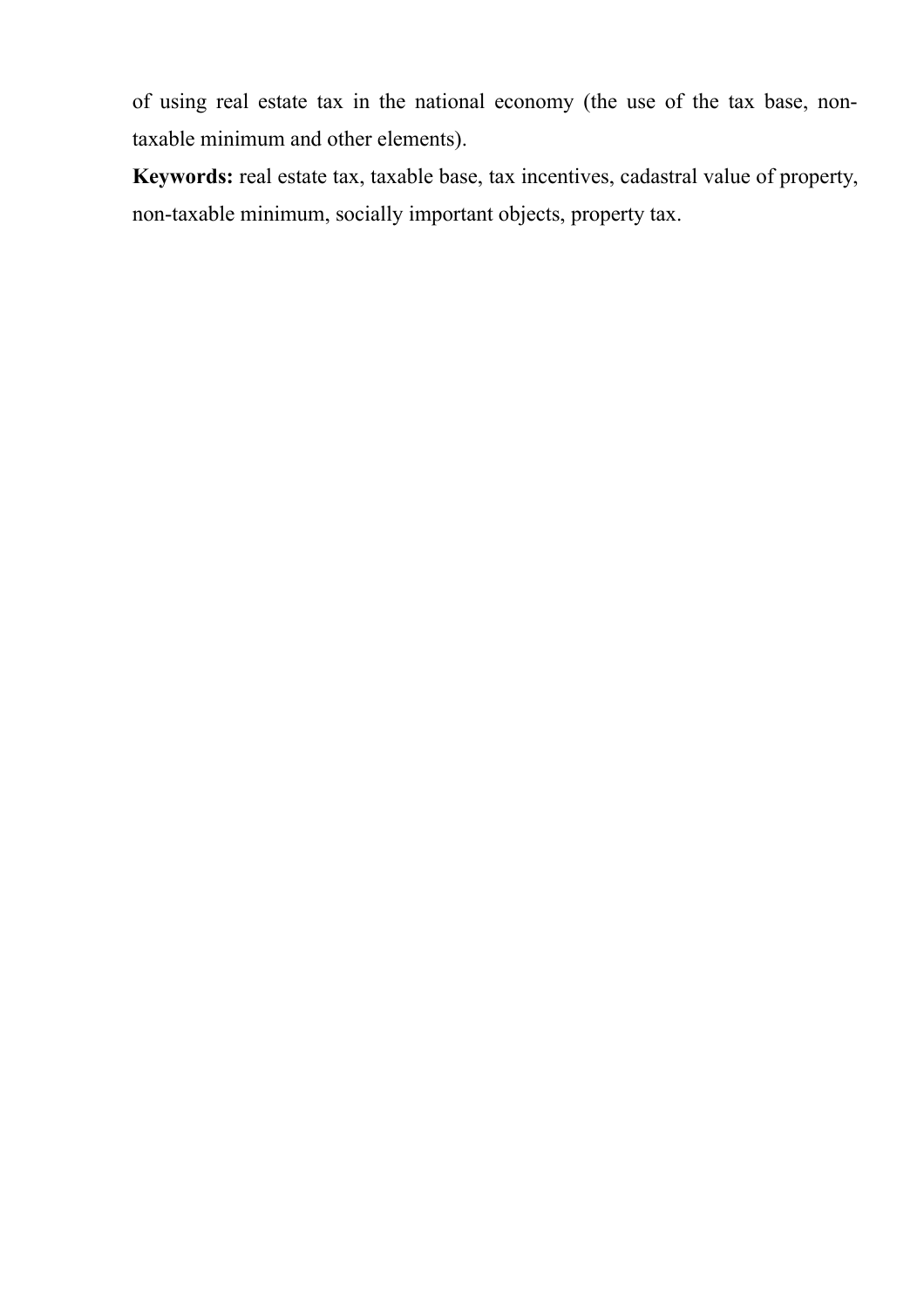of using real estate tax in the national economy (the use of the tax base, non-taxable minimum and other elements).

**Keywords:** real estate tax, taxable base, tax incentives, cadastral value of property, non-taxable minimum, socially important objects, property tax.